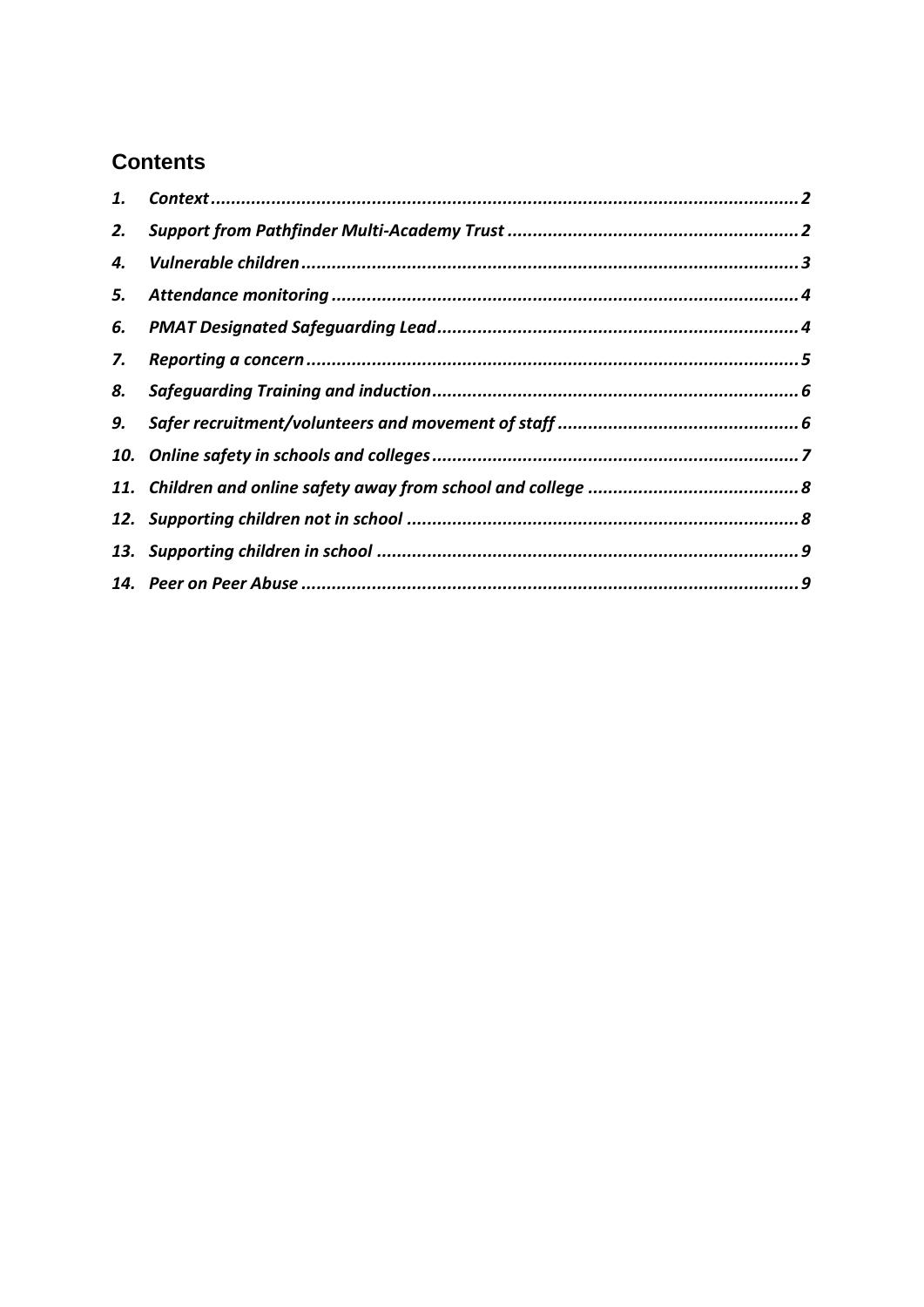## Contents

1. *Context* ... 2
2. *Support from Pathfinder Multi-Academy Trust* ... 2
4. *Vulnerable children* ... 3
5. *Attendance monitoring* ... 4
6. *PMAT Designated Safeguarding Lead* ... 4
7. *Reporting a concern* ... 5
8. *Safeguarding Training and induction* ... 6
9. *Safer recruitment/volunteers and movement of staff* ... 6
10. *Online safety in schools and colleges* ... 7
11. *Children and online safety away from school and college* ... 8
12. *Supporting children not in school* ... 8
13. *Supporting children in school* ... 9
14. *Peer on Peer Abuse* ... 9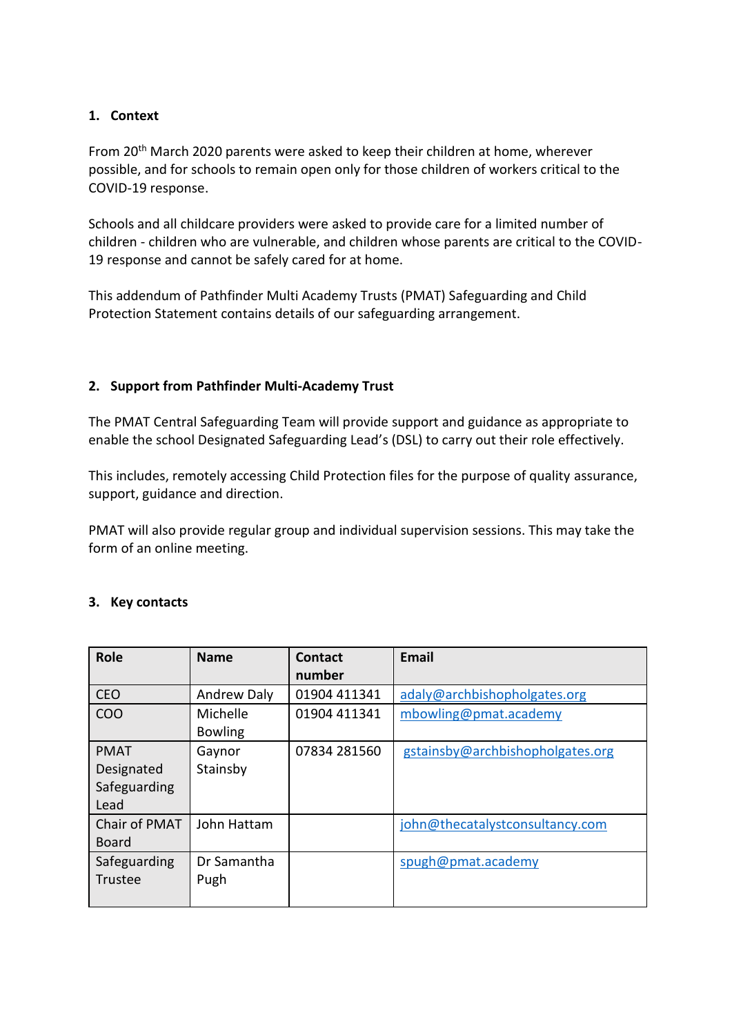## 1. Context

From 20th March 2020 parents were asked to keep their children at home, wherever possible, and for schools to remain open only for those children of workers critical to the COVID-19 response.

Schools and all childcare providers were asked to provide care for a limited number of children - children who are vulnerable, and children whose parents are critical to the COVID-19 response and cannot be safely cared for at home.

This addendum of Pathfinder Multi Academy Trusts (PMAT) Safeguarding and Child Protection Statement contains details of our safeguarding arrangement.

## 2. Support from Pathfinder Multi-Academy Trust

The PMAT Central Safeguarding Team will provide support and guidance as appropriate to enable the school Designated Safeguarding Lead's (DSL) to carry out their role effectively.

This includes, remotely accessing Child Protection files for the purpose of quality assurance, support, guidance and direction.

PMAT will also provide regular group and individual supervision sessions. This may take the form of an online meeting.

## 3. Key contacts

| Role | Name | Contact number | Email |
|---|---|---|---|
| CEO | Andrew Daly | 01904 411341 | adaly@archbishopholgates.org |
| COO | Michelle Bowling | 01904 411341 | mbowling@pmat.academy |
| PMAT Designated Safeguarding Lead | Gaynor Stainsby | 07834 281560 | gstainsby@archbishopholgates.org |
| Chair of PMAT Board | John Hattam | | john@thecatalystconsultancy.com |
| Safeguarding Trustee | Dr Samantha Pugh | | spugh@pmat.academy |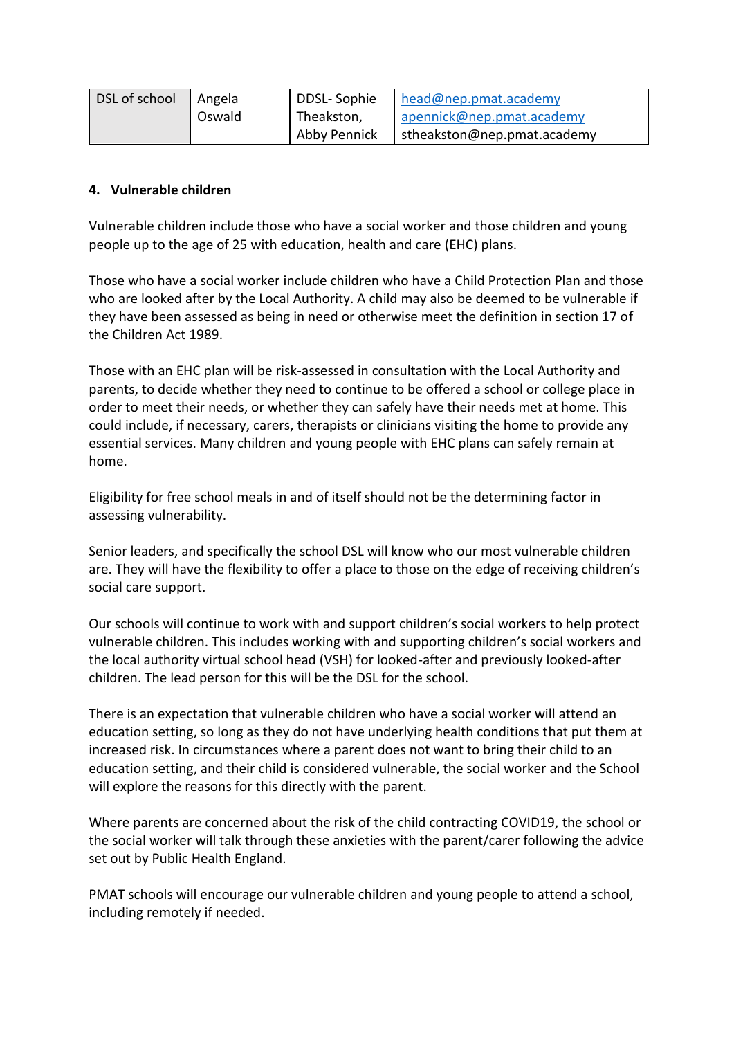| DSL of school | Angela Oswald | DDSL- Sophie Theakston, Abby Pennick | head@nep.pmat.academy apennick@nep.pmat.academy stheakston@nep.pmat.academy |
|---|---|---|---|

#### 4. Vulnerable children

Vulnerable children include those who have a social worker and those children and young people up to the age of 25 with education, health and care (EHC) plans.

Those who have a social worker include children who have a Child Protection Plan and those who are looked after by the Local Authority. A child may also be deemed to be vulnerable if they have been assessed as being in need or otherwise meet the definition in section 17 of the Children Act 1989.

Those with an EHC plan will be risk-assessed in consultation with the Local Authority and parents, to decide whether they need to continue to be offered a school or college place in order to meet their needs, or whether they can safely have their needs met at home. This could include, if necessary, carers, therapists or clinicians visiting the home to provide any essential services. Many children and young people with EHC plans can safely remain at home.

Eligibility for free school meals in and of itself should not be the determining factor in assessing vulnerability.

Senior leaders, and specifically the school DSL will know who our most vulnerable children are. They will have the flexibility to offer a place to those on the edge of receiving children's social care support.

Our schools will continue to work with and support children's social workers to help protect vulnerable children. This includes working with and supporting children's social workers and the local authority virtual school head (VSH) for looked-after and previously looked-after children. The lead person for this will be the DSL for the school.

There is an expectation that vulnerable children who have a social worker will attend an education setting, so long as they do not have underlying health conditions that put them at increased risk. In circumstances where a parent does not want to bring their child to an education setting, and their child is considered vulnerable, the social worker and the School will explore the reasons for this directly with the parent.

Where parents are concerned about the risk of the child contracting COVID19, the school or the social worker will talk through these anxieties with the parent/carer following the advice set out by Public Health England.

PMAT schools will encourage our vulnerable children and young people to attend a school, including remotely if needed.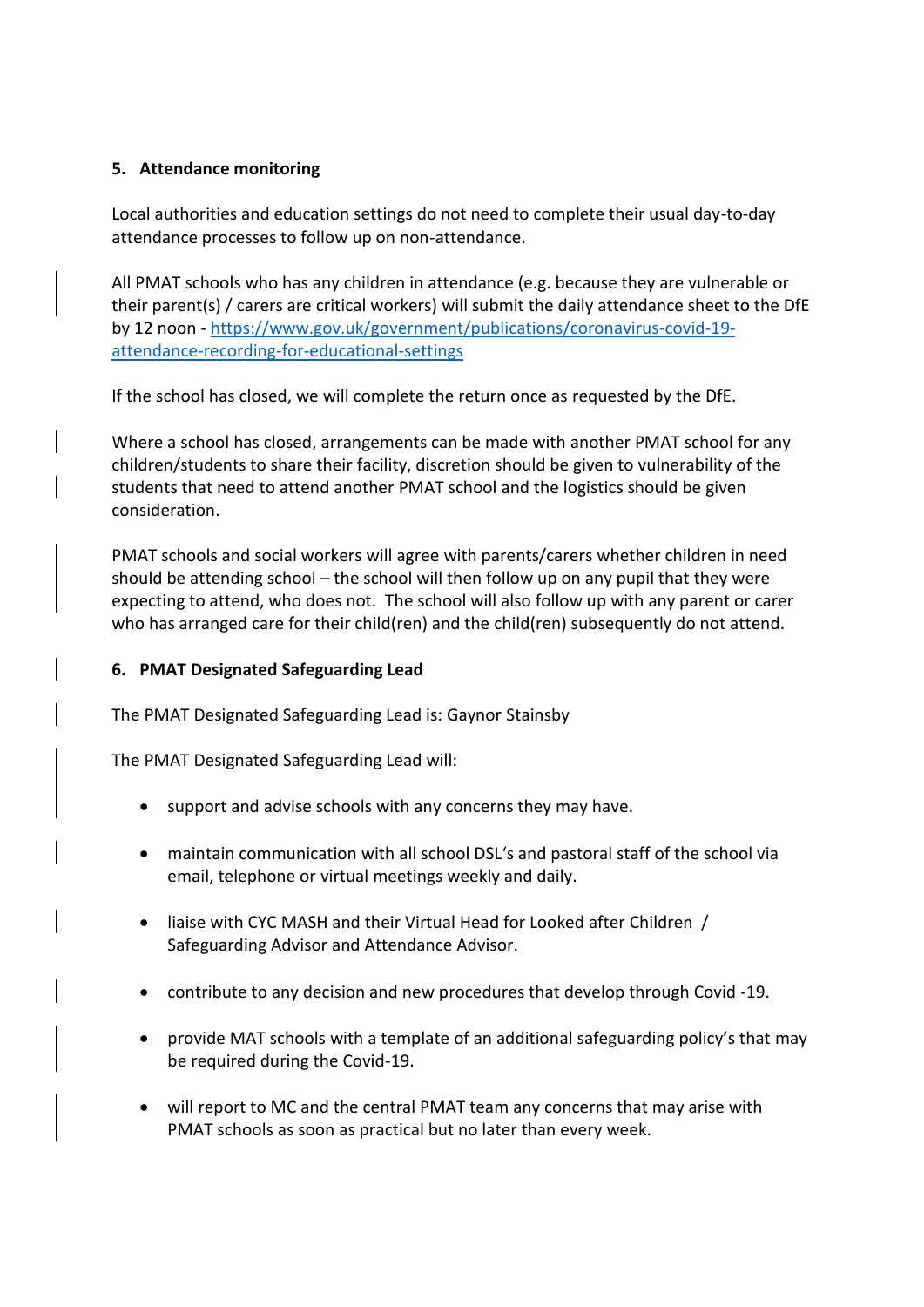## 5. Attendance monitoring

Local authorities and education settings do not need to complete their usual day-to-day attendance processes to follow up on non-attendance.

All PMAT schools who has any children in attendance (e.g. because they are vulnerable or their parent(s) / carers are critical workers) will submit the daily attendance sheet to the DfE by 12 noon - [https://www.gov.uk/government/publications/coronavirus-covid-19-attendance-recording-for-educational-settings](https://www.gov.uk/government/publications/coronavirus-covid-19-attendance-recording-for-educational-settings)

If the school has closed, we will complete the return once as requested by the DfE.

Where a school has closed, arrangements can be made with another PMAT school for any children/students to share their facility, discretion should be given to vulnerability of the students that need to attend another PMAT school and the logistics should be given consideration.

PMAT schools and social workers will agree with parents/carers whether children in need should be attending school – the school will then follow up on any pupil that they were expecting to attend, who does not. The school will also follow up with any parent or carer who has arranged care for their child(ren) and the child(ren) subsequently do not attend.

## 6. PMAT Designated Safeguarding Lead

The PMAT Designated Safeguarding Lead is: Gaynor Stainsby

The PMAT Designated Safeguarding Lead will:

- support and advise schools with any concerns they may have.
- maintain communication with all school DSL's and pastoral staff of the school via email, telephone or virtual meetings weekly and daily.
- liaise with CYC MASH and their Virtual Head for Looked after Children / Safeguarding Advisor and Attendance Advisor.
- contribute to any decision and new procedures that develop through Covid -19.
- provide MAT schools with a template of an additional safeguarding policy's that may be required during the Covid-19.
- will report to MC and the central PMAT team any concerns that may arise with PMAT schools as soon as practical but no later than every week.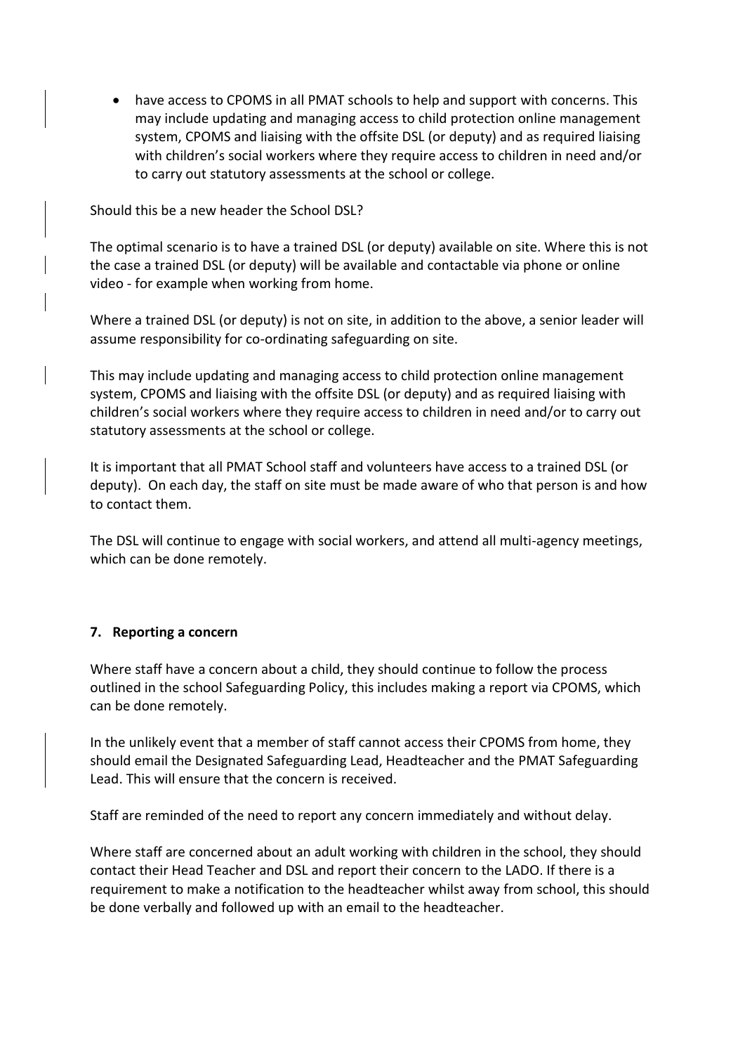- have access to CPOMS in all PMAT schools to help and support with concerns. This may include updating and managing access to child protection online management system, CPOMS and liaising with the offsite DSL (or deputy) and as required liaising with children's social workers where they require access to children in need and/or to carry out statutory assessments at the school or college.

Should this be a new header the School DSL?

The optimal scenario is to have a trained DSL (or deputy) available on site. Where this is not the case a trained DSL (or deputy) will be available and contactable via phone or online video - for example when working from home.

Where a trained DSL (or deputy) is not on site, in addition to the above, a senior leader will assume responsibility for co-ordinating safeguarding on site.

This may include updating and managing access to child protection online management system, CPOMS and liaising with the offsite DSL (or deputy) and as required liaising with children's social workers where they require access to children in need and/or to carry out statutory assessments at the school or college.

It is important that all PMAT School staff and volunteers have access to a trained DSL (or deputy). On each day, the staff on site must be made aware of who that person is and how to contact them.

The DSL will continue to engage with social workers, and attend all multi-agency meetings, which can be done remotely.

## 7. Reporting a concern

Where staff have a concern about a child, they should continue to follow the process outlined in the school Safeguarding Policy, this includes making a report via CPOMS, which can be done remotely.

In the unlikely event that a member of staff cannot access their CPOMS from home, they should email the Designated Safeguarding Lead, Headteacher and the PMAT Safeguarding Lead. This will ensure that the concern is received.

Staff are reminded of the need to report any concern immediately and without delay.

Where staff are concerned about an adult working with children in the school, they should contact their Head Teacher and DSL and report their concern to the LADO. If there is a requirement to make a notification to the headteacher whilst away from school, this should be done verbally and followed up with an email to the headteacher.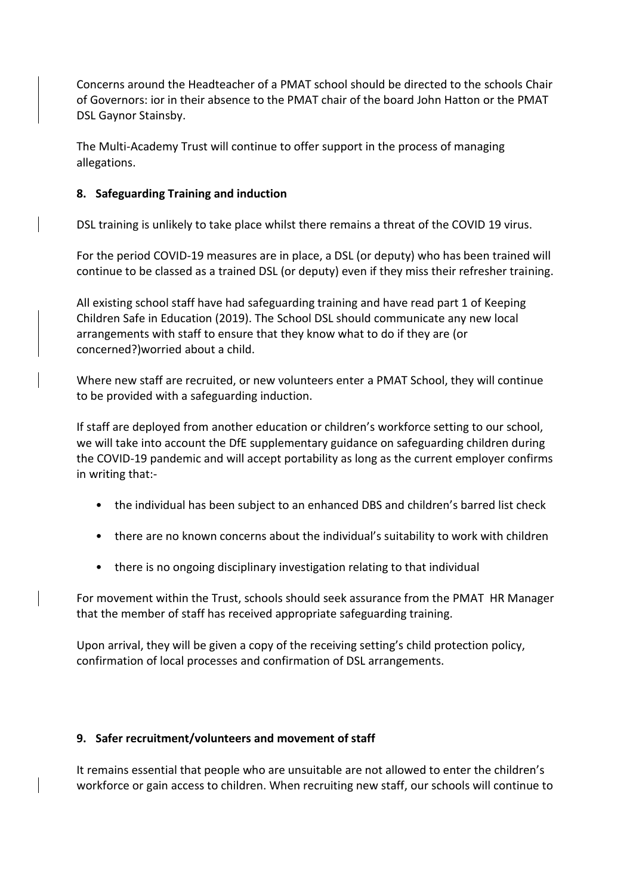Concerns around the Headteacher of a PMAT school should be directed to the schools Chair of Governors: ior in their absence to the PMAT chair of the board John Hatton or the PMAT DSL Gaynor Stainsby.

The Multi-Academy Trust will continue to offer support in the process of managing allegations.

## 8. Safeguarding Training and induction

DSL training is unlikely to take place whilst there remains a threat of the COVID 19 virus.

For the period COVID-19 measures are in place, a DSL (or deputy) who has been trained will continue to be classed as a trained DSL (or deputy) even if they miss their refresher training.

All existing school staff have had safeguarding training and have read part 1 of Keeping Children Safe in Education (2019). The School DSL should communicate any new local arrangements with staff to ensure that they know what to do if they are (or concerned?)worried about a child.

Where new staff are recruited, or new volunteers enter a PMAT School, they will continue to be provided with a safeguarding induction.

If staff are deployed from another education or children's workforce setting to our school, we will take into account the DfE supplementary guidance on safeguarding children during the COVID-19 pandemic and will accept portability as long as the current employer confirms in writing that:-

- the individual has been subject to an enhanced DBS and children's barred list check
- there are no known concerns about the individual's suitability to work with children
- there is no ongoing disciplinary investigation relating to that individual

For movement within the Trust, schools should seek assurance from the PMAT HR Manager that the member of staff has received appropriate safeguarding training.

Upon arrival, they will be given a copy of the receiving setting's child protection policy, confirmation of local processes and confirmation of DSL arrangements.

## 9. Safer recruitment/volunteers and movement of staff

It remains essential that people who are unsuitable are not allowed to enter the children's workforce or gain access to children. When recruiting new staff, our schools will continue to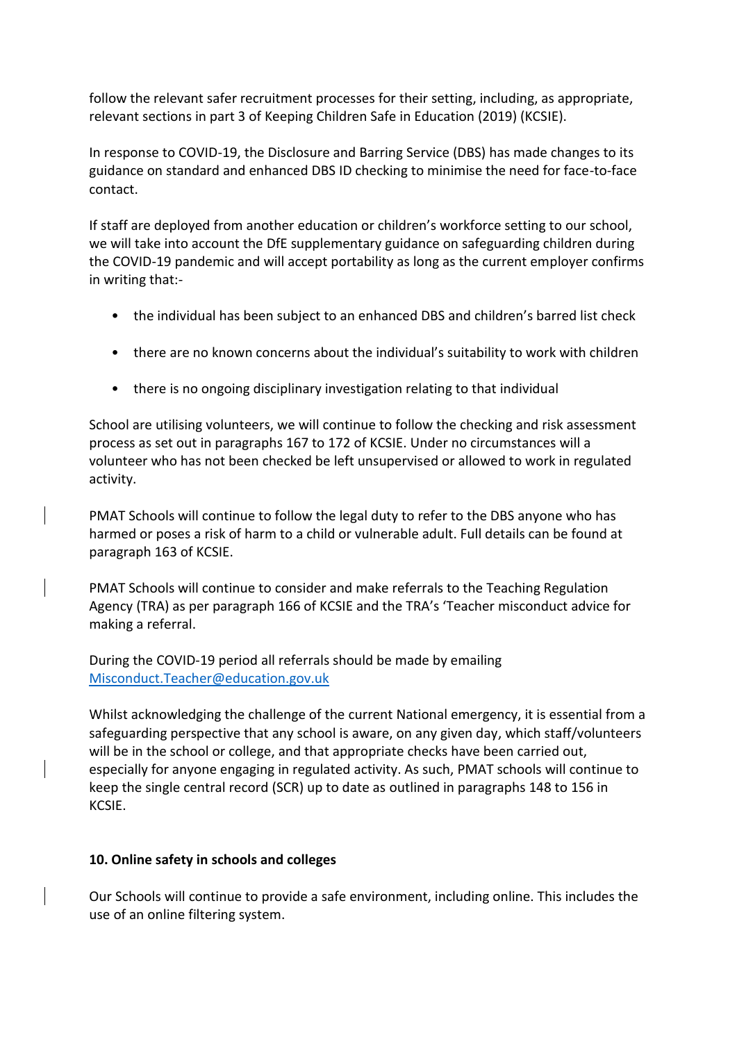follow the relevant safer recruitment processes for their setting, including, as appropriate, relevant sections in part 3 of Keeping Children Safe in Education (2019) (KCSIE).

In response to COVID-19, the Disclosure and Barring Service (DBS) has made changes to its guidance on standard and enhanced DBS ID checking to minimise the need for face-to-face contact.

If staff are deployed from another education or children's workforce setting to our school, we will take into account the DfE supplementary guidance on safeguarding children during the COVID-19 pandemic and will accept portability as long as the current employer confirms in writing that:-

- the individual has been subject to an enhanced DBS and children's barred list check
- there are no known concerns about the individual's suitability to work with children
- there is no ongoing disciplinary investigation relating to that individual

School are utilising volunteers, we will continue to follow the checking and risk assessment process as set out in paragraphs 167 to 172 of KCSIE. Under no circumstances will a volunteer who has not been checked be left unsupervised or allowed to work in regulated activity.

PMAT Schools will continue to follow the legal duty to refer to the DBS anyone who has harmed or poses a risk of harm to a child or vulnerable adult. Full details can be found at paragraph 163 of KCSIE.

PMAT Schools will continue to consider and make referrals to the Teaching Regulation Agency (TRA) as per paragraph 166 of KCSIE and the TRA's 'Teacher misconduct advice for making a referral.

During the COVID-19 period all referrals should be made by emailing [Misconduct.Teacher@education.gov.uk](mailto:Misconduct.Teacher@education.gov.uk)

Whilst acknowledging the challenge of the current National emergency, it is essential from a safeguarding perspective that any school is aware, on any given day, which staff/volunteers will be in the school or college, and that appropriate checks have been carried out, especially for anyone engaging in regulated activity. As such, PMAT schools will continue to keep the single central record (SCR) up to date as outlined in paragraphs 148 to 156 in KCSIE.

**10. Online safety in schools and colleges**

Our Schools will continue to provide a safe environment, including online. This includes the use of an online filtering system.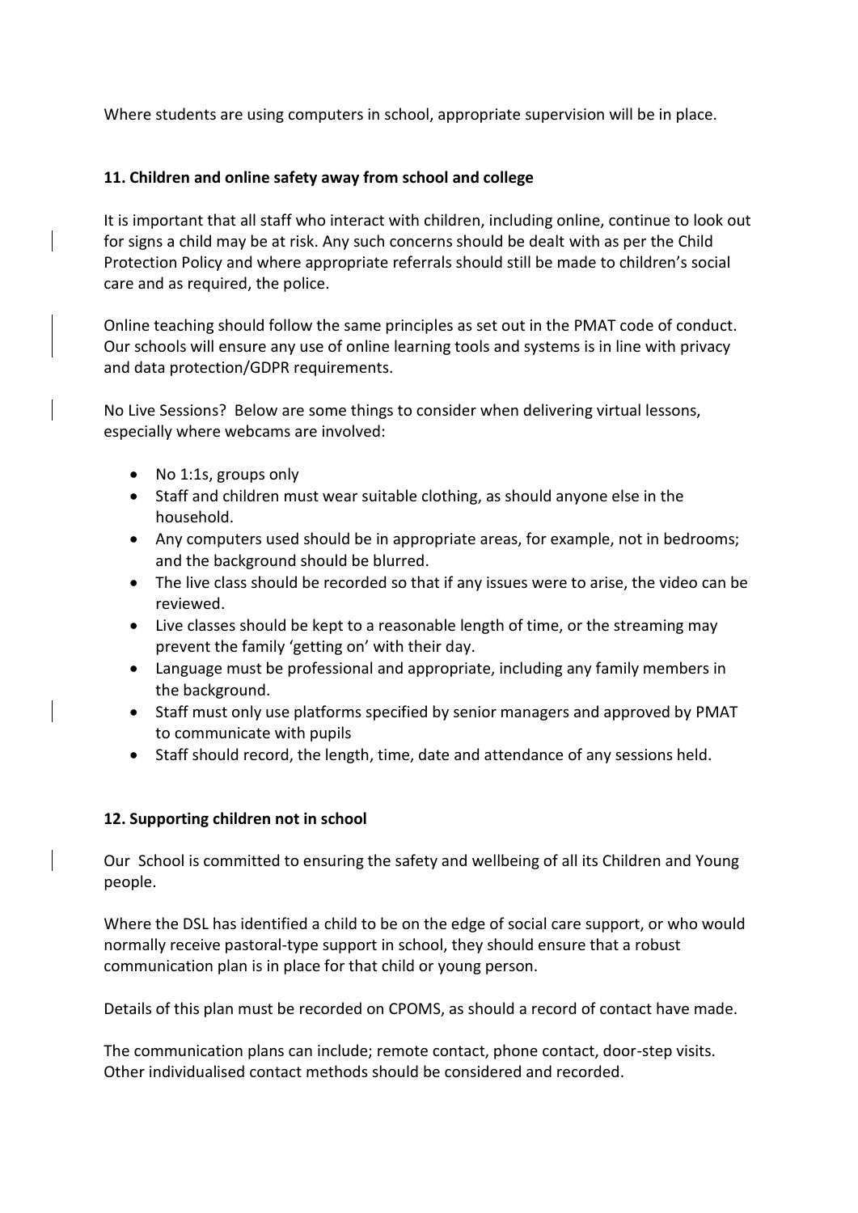Where students are using computers in school, appropriate supervision will be in place.

### 11. Children and online safety away from school and college

It is important that all staff who interact with children, including online, continue to look out for signs a child may be at risk. Any such concerns should be dealt with as per the Child Protection Policy and where appropriate referrals should still be made to children's social care and as required, the police.

Online teaching should follow the same principles as set out in the PMAT code of conduct. Our schools will ensure any use of online learning tools and systems is in line with privacy and data protection/GDPR requirements.

No Live Sessions? Below are some things to consider when delivering virtual lessons, especially where webcams are involved:

- No 1:1s, groups only
- Staff and children must wear suitable clothing, as should anyone else in the household.
- Any computers used should be in appropriate areas, for example, not in bedrooms; and the background should be blurred.
- The live class should be recorded so that if any issues were to arise, the video can be reviewed.
- Live classes should be kept to a reasonable length of time, or the streaming may prevent the family 'getting on' with their day.
- Language must be professional and appropriate, including any family members in the background.
- Staff must only use platforms specified by senior managers and approved by PMAT to communicate with pupils
- Staff should record, the length, time, date and attendance of any sessions held.

### 12. Supporting children not in school

Our School is committed to ensuring the safety and wellbeing of all its Children and Young people.

Where the DSL has identified a child to be on the edge of social care support, or who would normally receive pastoral-type support in school, they should ensure that a robust communication plan is in place for that child or young person.

Details of this plan must be recorded on CPOMS, as should a record of contact have made.

The communication plans can include; remote contact, phone contact, door-step visits. Other individualised contact methods should be considered and recorded.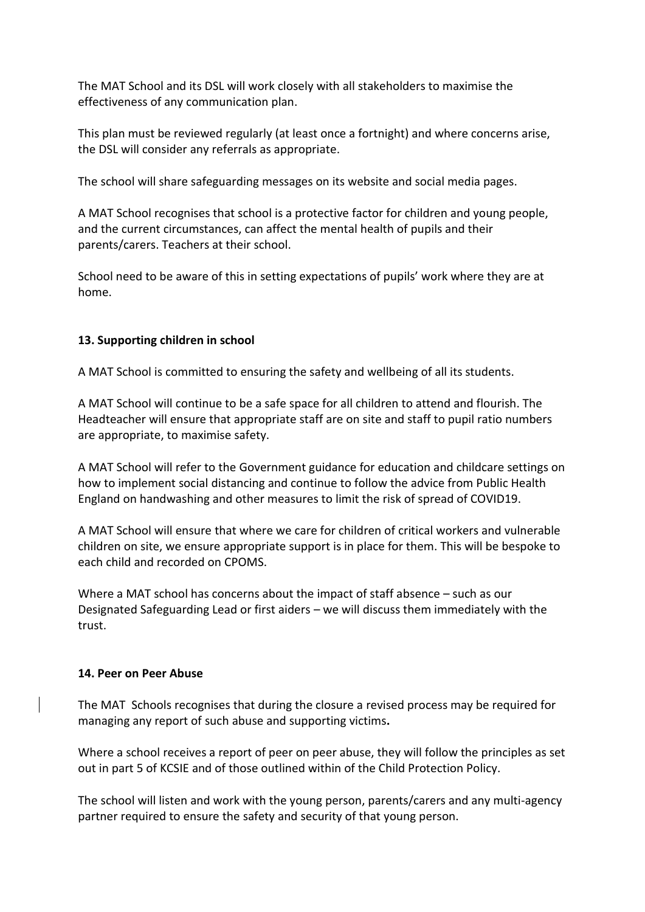The MAT School and its DSL will work closely with all stakeholders to maximise the effectiveness of any communication plan.

This plan must be reviewed regularly (at least once a fortnight) and where concerns arise, the DSL will consider any referrals as appropriate.

The school will share safeguarding messages on its website and social media pages.

A MAT School recognises that school is a protective factor for children and young people, and the current circumstances, can affect the mental health of pupils and their parents/carers. Teachers at their school.

School need to be aware of this in setting expectations of pupils' work where they are at home.

**13. Supporting children in school**

A MAT School is committed to ensuring the safety and wellbeing of all its students.

A MAT School will continue to be a safe space for all children to attend and flourish. The Headteacher will ensure that appropriate staff are on site and staff to pupil ratio numbers are appropriate, to maximise safety.

A MAT School will refer to the Government guidance for education and childcare settings on how to implement social distancing and continue to follow the advice from Public Health England on handwashing and other measures to limit the risk of spread of COVID19.

A MAT School will ensure that where we care for children of critical workers and vulnerable children on site, we ensure appropriate support is in place for them. This will be bespoke to each child and recorded on CPOMS.

Where a MAT school has concerns about the impact of staff absence – such as our Designated Safeguarding Lead or first aiders – we will discuss them immediately with the trust.

**14. Peer on Peer Abuse**

The MAT Schools recognises that during the closure a revised process may be required for managing any report of such abuse and supporting victims**.**

Where a school receives a report of peer on peer abuse, they will follow the principles as set out in part 5 of KCSIE and of those outlined within of the Child Protection Policy.

The school will listen and work with the young person, parents/carers and any multi-agency partner required to ensure the safety and security of that young person.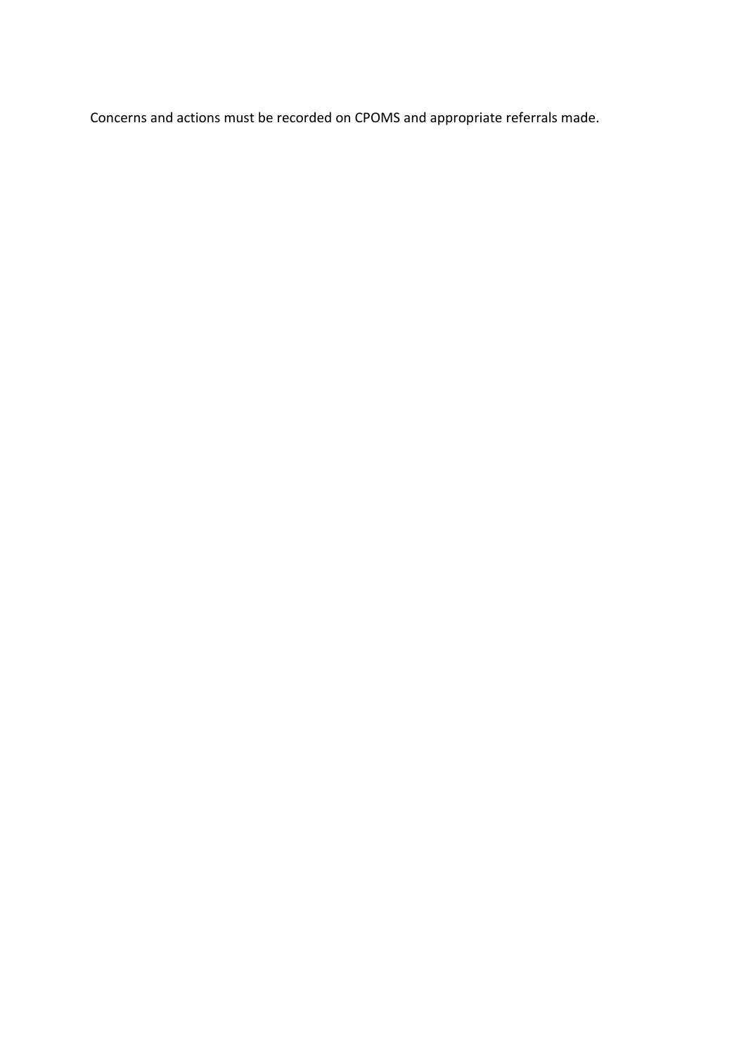Concerns and actions must be recorded on CPOMS and appropriate referrals made.